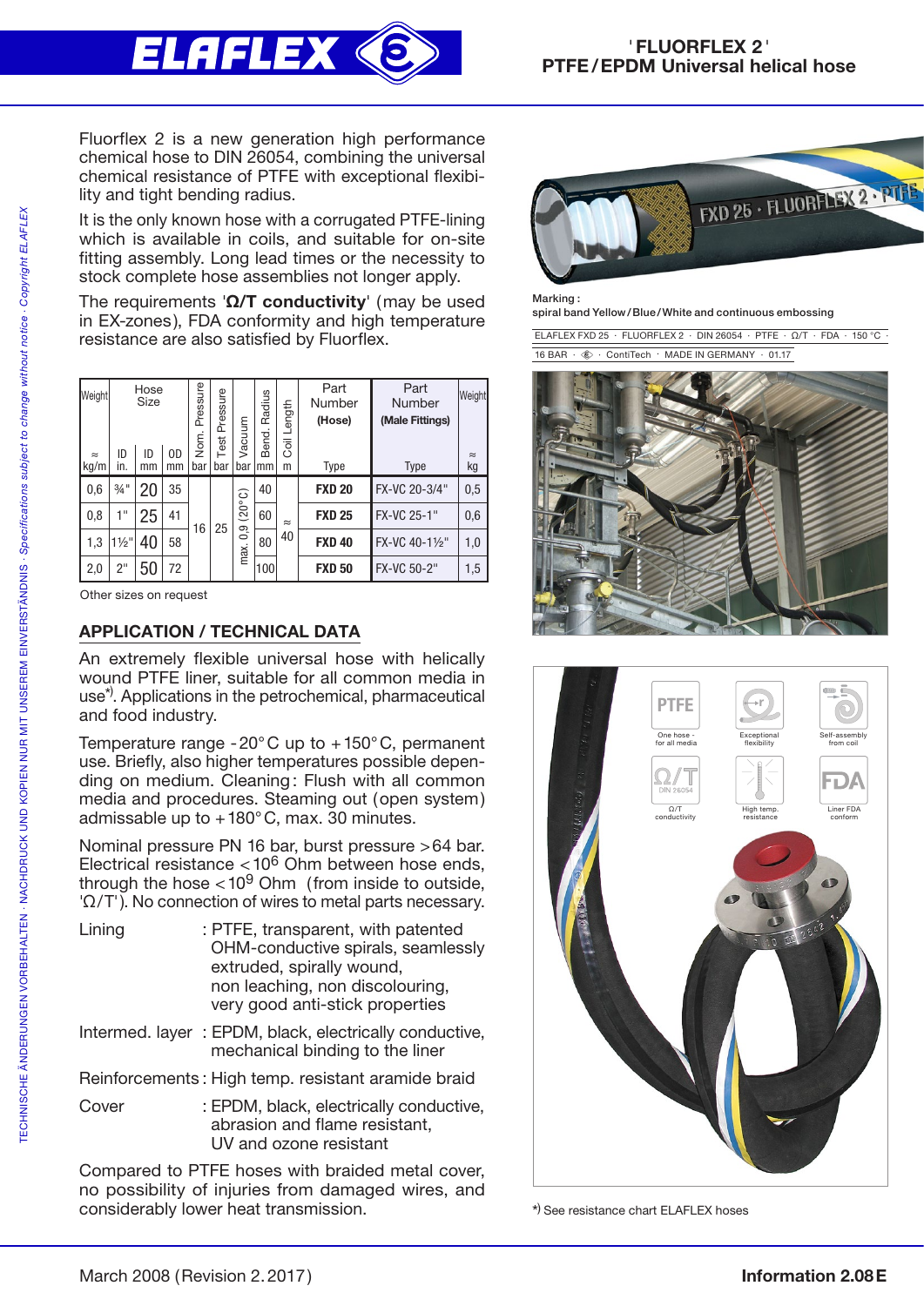# 'FLUORFLEX 2'
## PTFE / EPDM Universal helical hose

Fluorflex 2 is a new generation high performance chemical hose to DIN 26054, combining the universal chemical resistance of PTFE with exceptional flexibility and tight bending radius.

It is the only known hose with a corrugated PTFE-lining which is available in coils, and suitable for on-site fitting assembly. Long lead times or the necessity to stock complete hose assemblies not longer apply.

The requirements '**Ω/T conductivity**' (may be used in EX-zones), FDA conformity and high temperature resistance are also satisfied by Fluorflex.

| Weight | Hose Size | | | Nom. Pressure | Test Pressure | Vacuum | Bend. Radius | Coil Length | Part Number (Hose) | Part Number (Male Fittings) | Weight |
|---|---|---|---|---|---|---|---|---|---|---|---|
| ≈ kg/m | ID in. | ID mm | OD mm | bar | bar | bar | mm | m | Type | Type | ≈ kg |
| 0,6 | ¾" | 20 | 35 | 16 | 25 | max. 0,9 (20°C) | 40 | ≈ 40 | **FXD 20** | FX-VC 20-3/4" | 0,5 |
| 0,8 | 1" | 25 | 41 | | | | 60 | | **FXD 25** | FX-VC 25-1" | 0,6 |
| 1,3 | 1½" | 40 | 58 | | | | 80 | | **FXD 40** | FX-VC 40-1½" | 1,0 |
| 2,0 | 2" | 50 | 72 | | | | 100 | | **FXD 50** | FX-VC 50-2" | 1,5 |

Other sizes on request

## APPLICATION / TECHNICAL DATA

An extremely flexible universal hose with helically wound PTFE liner, suitable for all common media in use*). Applications in the petrochemical, pharmaceutical and food industry.

Temperature range -20°C up to +150°C, permanent use. Briefly, also higher temperatures possible depending on medium. Cleaning: Flush with all common media and procedures. Steaming out (open system) admissable up to +180°C, max. 30 minutes.

Nominal pressure PN 16 bar, burst pressure >64 bar. Electrical resistance <$10^6$ Ohm between hose ends, through the hose <$10^9$ Ohm (from inside to outside, 'Ω/T'). No connection of wires to metal parts necessary.

Lining : PTFE, transparent, with patented OHM-conductive spirals, seamlessly extruded, spirally wound, non leaching, non discolouring, very good anti-stick properties

Intermed. layer : EPDM, black, electrically conductive, mechanical binding to the liner

Reinforcements : High temp. resistant aramide braid

Cover : EPDM, black, electrically conductive, abrasion and flame resistant, UV and ozone resistant

Compared to PTFE hoses with braided metal cover, no possibility of injuries from damaged wires, and considerably lower heat transmission.

**Marking :**
spiral band Yellow / Blue / White and continuous embossing

ELAFLEX FXD 25 · FLUORFLEX 2 · DIN 26054 · PTFE · Ω/T · FDA · 150 °C · 16 BAR · · ContiTech · MADE IN GERMANY · 01.17

PTFE – One hose - for all media
Exceptional flexibility
Self-assembly from coil
Ω/T DIN 26054 – Ω/T conductivity
High temp. resistance
FDA – Liner FDA conform

*) See resistance chart ELAFLEX hoses

March 2008 (Revision 2.2017)

**Information 2.08 E**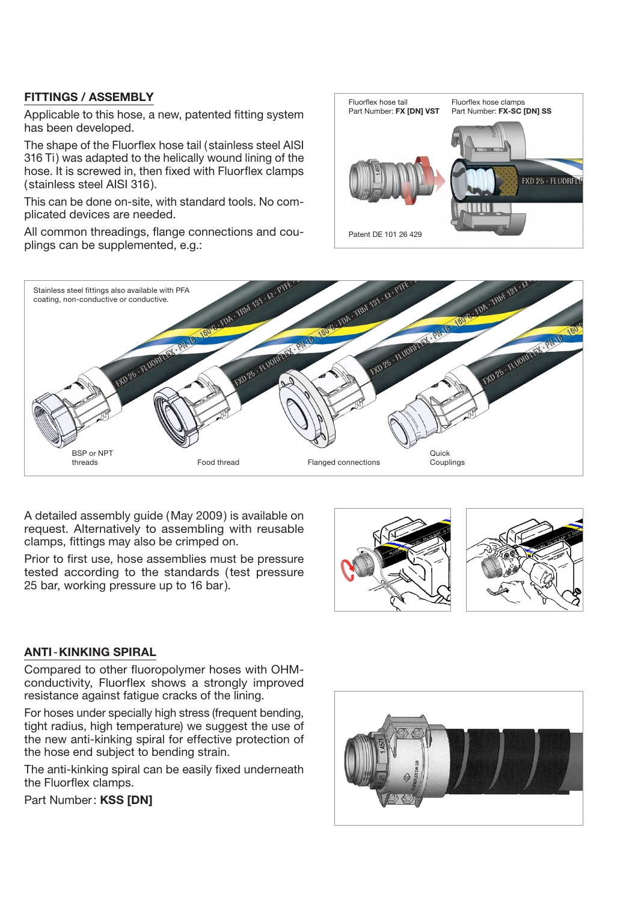## FITTINGS / ASSEMBLY

Applicable to this hose, a new, patented fitting system has been developed.

The shape of the Fluorflex hose tail (stainless steel AISI 316 Ti) was adapted to the helically wound lining of the hose. It is screwed in, then fixed with Fluorflex clamps (stainless steel AISI 316).

This can be done on-site, with standard tools. No complicated devices are needed.

All common threadings, flange connections and couplings can be supplemented, e.g.:

Fluorflex hose tail
Part Number: **FX [DN] VST**

Fluorflex hose clamps
Part Number: **FX-SC [DN] SS**

Patent DE 101 26 429

Stainless steel fittings also available with PFA coating, non-conductive or conductive.

BSP or NPT threads

Food thread

Flanged connections

Quick Couplings

A detailed assembly guide (May 2009) is available on request. Alternatively to assembling with reusable clamps, fittings may also be crimped on.

Prior to first use, hose assemblies must be pressure tested according to the standards (test pressure 25 bar, working pressure up to 16 bar).

## ANTI-KINKING SPIRAL

Compared to other fluoropolymer hoses with OHM-conductivity, Fluorflex shows a strongly improved resistance against fatigue cracks of the lining.

For hoses under specially high stress (frequent bending, tight radius, high temperature) we suggest the use of the new anti-kinking spiral for effective protection of the hose end subject to bending strain.

The anti-kinking spiral can be easily fixed underneath the Fluorflex clamps.

Part Number: **KSS [DN]**